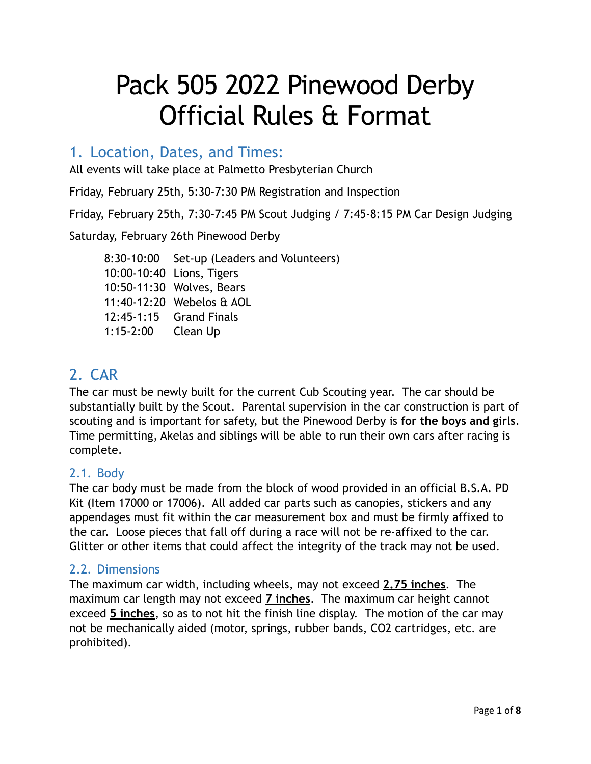# Pack 505 2022 Pinewood Derby Official Rules & Format

## 1. Location, Dates, and Times:

All events will take place at Palmetto Presbyterian Church

Friday, February 25th, 5:30-7:30 PM Registration and Inspection

Friday, February 25th, 7:30-7:45 PM Scout Judging / 7:45-8:15 PM Car Design Judging

Saturday, February 26th Pinewood Derby

| | |
|---|---|
| 8:30-10:00 | Set-up (Leaders and Volunteers) |
| 10:00-10:40 | Lions, Tigers |
| 10:50-11:30 | Wolves, Bears |
| 11:40-12:20 | Webelos & AOL |
| 12:45-1:15 | Grand Finals |
| 1:15-2:00 | Clean Up |

## 2. CAR

The car must be newly built for the current Cub Scouting year. The car should be substantially built by the Scout. Parental supervision in the car construction is part of scouting and is important for safety, but the Pinewood Derby is **for the boys and girls**. Time permitting, Akelas and siblings will be able to run their own cars after racing is complete.

### 2.1. Body

The car body must be made from the block of wood provided in an official B.S.A. PD Kit (Item 17000 or 17006). All added car parts such as canopies, stickers and any appendages must fit within the car measurement box and must be firmly affixed to the car. Loose pieces that fall off during a race will not be re-affixed to the car. Glitter or other items that could affect the integrity of the track may not be used.

### 2.2. Dimensions

The maximum car width, including wheels, may not exceed **2.75 inches**. The maximum car length may not exceed **7 inches**. The maximum car height cannot exceed **5 inches**, so as to not hit the finish line display. The motion of the car may not be mechanically aided (motor, springs, rubber bands, CO2 cartridges, etc. are prohibited).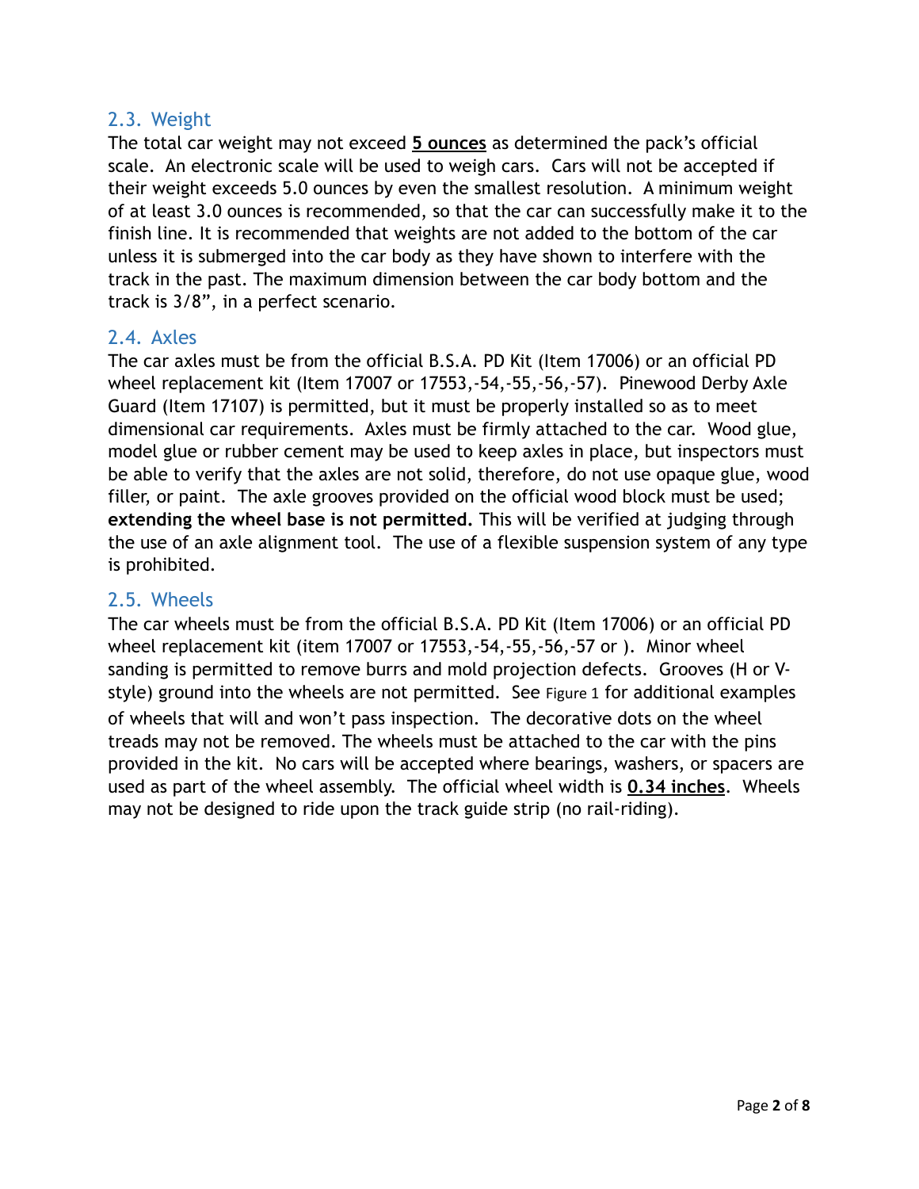## 2.3. Weight

The total car weight may not exceed **5 ounces** as determined the pack's official scale. An electronic scale will be used to weigh cars. Cars will not be accepted if their weight exceeds 5.0 ounces by even the smallest resolution. A minimum weight of at least 3.0 ounces is recommended, so that the car can successfully make it to the finish line. It is recommended that weights are not added to the bottom of the car unless it is submerged into the car body as they have shown to interfere with the track in the past. The maximum dimension between the car body bottom and the track is 3/8", in a perfect scenario.

## 2.4. Axles

The car axles must be from the official B.S.A. PD Kit (Item 17006) or an official PD wheel replacement kit (Item 17007 or 17553,-54,-55,-56,-57). Pinewood Derby Axle Guard (Item 17107) is permitted, but it must be properly installed so as to meet dimensional car requirements. Axles must be firmly attached to the car. Wood glue, model glue or rubber cement may be used to keep axles in place, but inspectors must be able to verify that the axles are not solid, therefore, do not use opaque glue, wood filler, or paint. The axle grooves provided on the official wood block must be used; **extending the wheel base is not permitted.** This will be verified at judging through the use of an axle alignment tool. The use of a flexible suspension system of any type is prohibited.

## 2.5. Wheels

The car wheels must be from the official B.S.A. PD Kit (Item 17006) or an official PD wheel replacement kit (item 17007 or 17553,-54,-55,-56,-57 or ). Minor wheel sanding is permitted to remove burrs and mold projection defects. Grooves (H or V-style) ground into the wheels are not permitted. See Figure 1 for additional examples of wheels that will and won't pass inspection. The decorative dots on the wheel treads may not be removed. The wheels must be attached to the car with the pins provided in the kit. No cars will be accepted where bearings, washers, or spacers are used as part of the wheel assembly. The official wheel width is **0.34 inches**. Wheels may not be designed to ride upon the track guide strip (no rail-riding).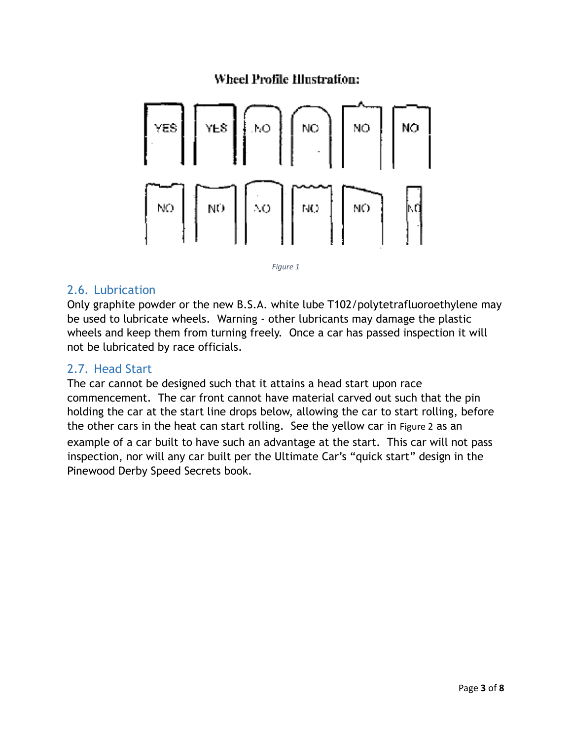**Wheel Profile Illustration:**

YES YES NO NO NO NO

NO NO NO NO NO NO

*Figure 1*

## 2.6. Lubrication

Only graphite powder or the new B.S.A. white lube T102/polytetrafluoroethylene may be used to lubricate wheels. Warning - other lubricants may damage the plastic wheels and keep them from turning freely. Once a car has passed inspection it will not be lubricated by race officials.

## 2.7. Head Start

The car cannot be designed such that it attains a head start upon race commencement. The car front cannot have material carved out such that the pin holding the car at the start line drops below, allowing the car to start rolling, before the other cars in the heat can start rolling. See the yellow car in Figure 2 as an example of a car built to have such an advantage at the start. This car will not pass inspection, nor will any car built per the Ultimate Car's "quick start" design in the Pinewood Derby Speed Secrets book.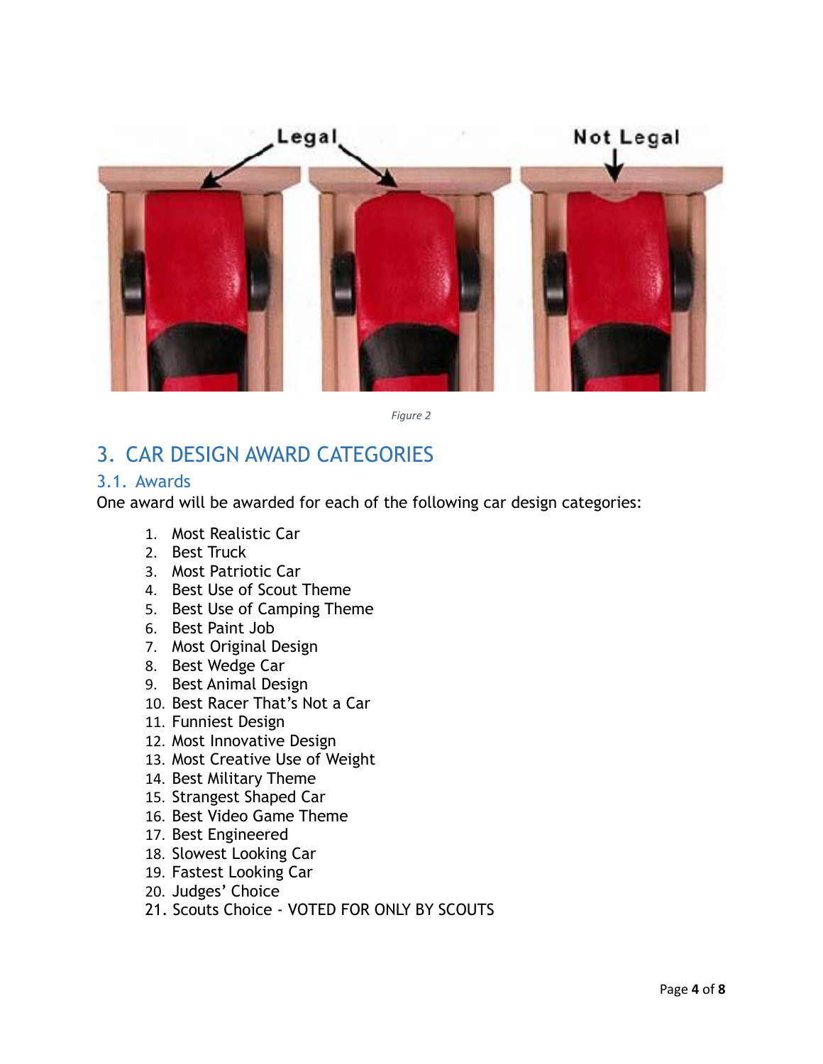Figure 2

## 3. CAR DESIGN AWARD CATEGORIES

### 3.1. Awards

One award will be awarded for each of the following car design categories:

1. Most Realistic Car
2. Best Truck
3. Most Patriotic Car
4. Best Use of Scout Theme
5. Best Use of Camping Theme
6. Best Paint Job
7. Most Original Design
8. Best Wedge Car
9. Best Animal Design
10. Best Racer That's Not a Car
11. Funniest Design
12. Most Innovative Design
13. Most Creative Use of Weight
14. Best Military Theme
15. Strangest Shaped Car
16. Best Video Game Theme
17. Best Engineered
18. Slowest Looking Car
19. Fastest Looking Car
20. Judges' Choice
21. Scouts Choice - VOTED FOR ONLY BY SCOUTS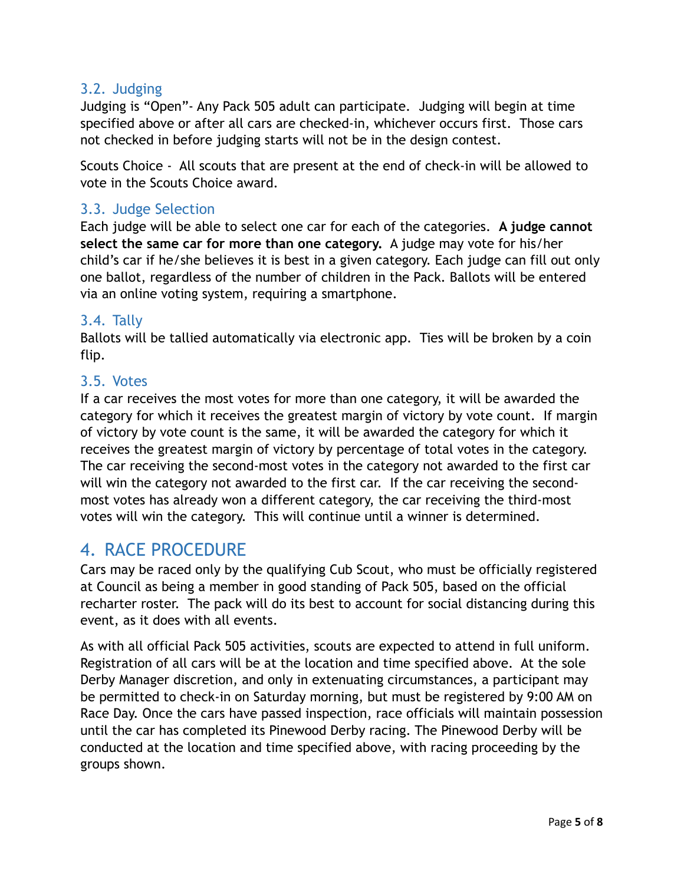### 3.2. Judging

Judging is "Open"- Any Pack 505 adult can participate. Judging will begin at time specified above or after all cars are checked-in, whichever occurs first. Those cars not checked in before judging starts will not be in the design contest.

Scouts Choice - All scouts that are present at the end of check-in will be allowed to vote in the Scouts Choice award.

### 3.3. Judge Selection

Each judge will be able to select one car for each of the categories. **A judge cannot select the same car for more than one category.** A judge may vote for his/her child's car if he/she believes it is best in a given category. Each judge can fill out only one ballot, regardless of the number of children in the Pack. Ballots will be entered via an online voting system, requiring a smartphone.

### 3.4. Tally

Ballots will be tallied automatically via electronic app. Ties will be broken by a coin flip.

### 3.5. Votes

If a car receives the most votes for more than one category, it will be awarded the category for which it receives the greatest margin of victory by vote count. If margin of victory by vote count is the same, it will be awarded the category for which it receives the greatest margin of victory by percentage of total votes in the category. The car receiving the second-most votes in the category not awarded to the first car will win the category not awarded to the first car. If the car receiving the second-most votes has already won a different category, the car receiving the third-most votes will win the category. This will continue until a winner is determined.

## 4. RACE PROCEDURE

Cars may be raced only by the qualifying Cub Scout, who must be officially registered at Council as being a member in good standing of Pack 505, based on the official recharter roster. The pack will do its best to account for social distancing during this event, as it does with all events.

As with all official Pack 505 activities, scouts are expected to attend in full uniform. Registration of all cars will be at the location and time specified above. At the sole Derby Manager discretion, and only in extenuating circumstances, a participant may be permitted to check-in on Saturday morning, but must be registered by 9:00 AM on Race Day. Once the cars have passed inspection, race officials will maintain possession until the car has completed its Pinewood Derby racing. The Pinewood Derby will be conducted at the location and time specified above, with racing proceeding by the groups shown.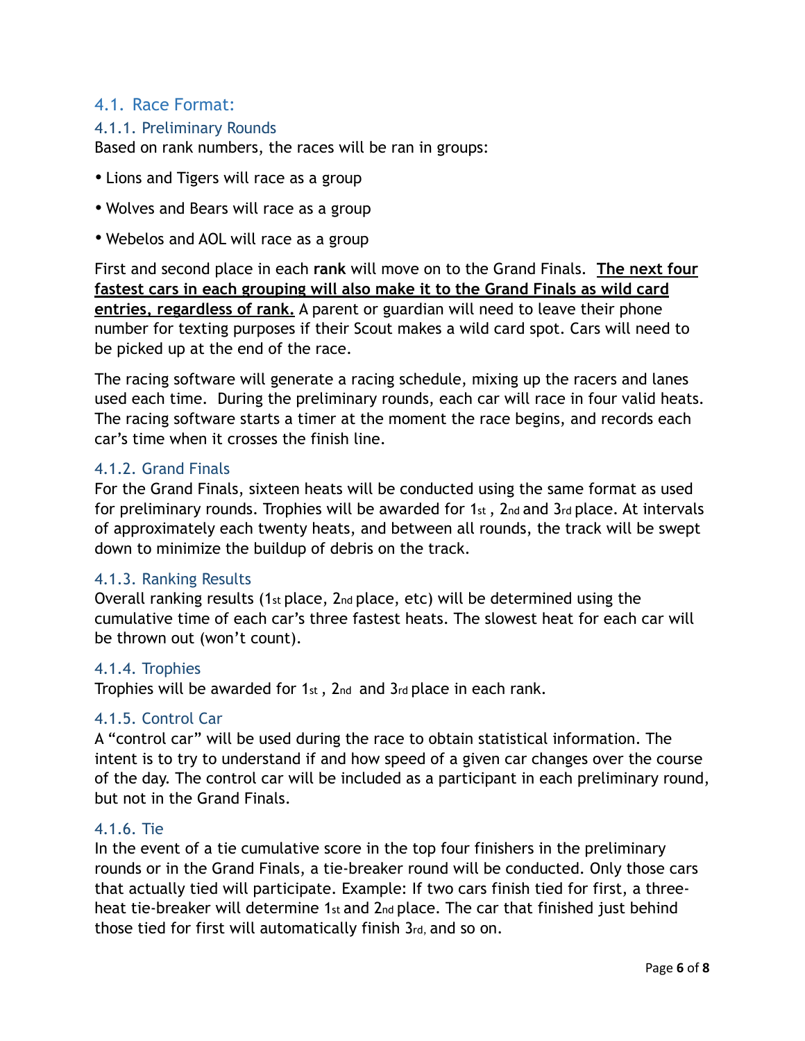## 4.1. Race Format:

### 4.1.1. Preliminary Rounds

Based on rank numbers, the races will be ran in groups:

- Lions and Tigers will race as a group
- Wolves and Bears will race as a group
- Webelos and AOL will race as a group

First and second place in each **rank** will move on to the Grand Finals. **The next four fastest cars in each grouping will also make it to the Grand Finals as wild card entries, regardless of rank.** A parent or guardian will need to leave their phone number for texting purposes if their Scout makes a wild card spot. Cars will need to be picked up at the end of the race.

The racing software will generate a racing schedule, mixing up the racers and lanes used each time. During the preliminary rounds, each car will race in four valid heats. The racing software starts a timer at the moment the race begins, and records each car's time when it crosses the finish line.

### 4.1.2. Grand Finals

For the Grand Finals, sixteen heats will be conducted using the same format as used for preliminary rounds. Trophies will be awarded for 1st, 2nd and 3rd place. At intervals of approximately each twenty heats, and between all rounds, the track will be swept down to minimize the buildup of debris on the track.

### 4.1.3. Ranking Results

Overall ranking results (1st place, 2nd place, etc) will be determined using the cumulative time of each car's three fastest heats. The slowest heat for each car will be thrown out (won't count).

### 4.1.4. Trophies

Trophies will be awarded for 1st, 2nd and 3rd place in each rank.

### 4.1.5. Control Car

A "control car" will be used during the race to obtain statistical information. The intent is to try to understand if and how speed of a given car changes over the course of the day. The control car will be included as a participant in each preliminary round, but not in the Grand Finals.

### 4.1.6. Tie

In the event of a tie cumulative score in the top four finishers in the preliminary rounds or in the Grand Finals, a tie-breaker round will be conducted. Only those cars that actually tied will participate. Example: If two cars finish tied for first, a three-heat tie-breaker will determine 1st and 2nd place. The car that finished just behind those tied for first will automatically finish 3rd, and so on.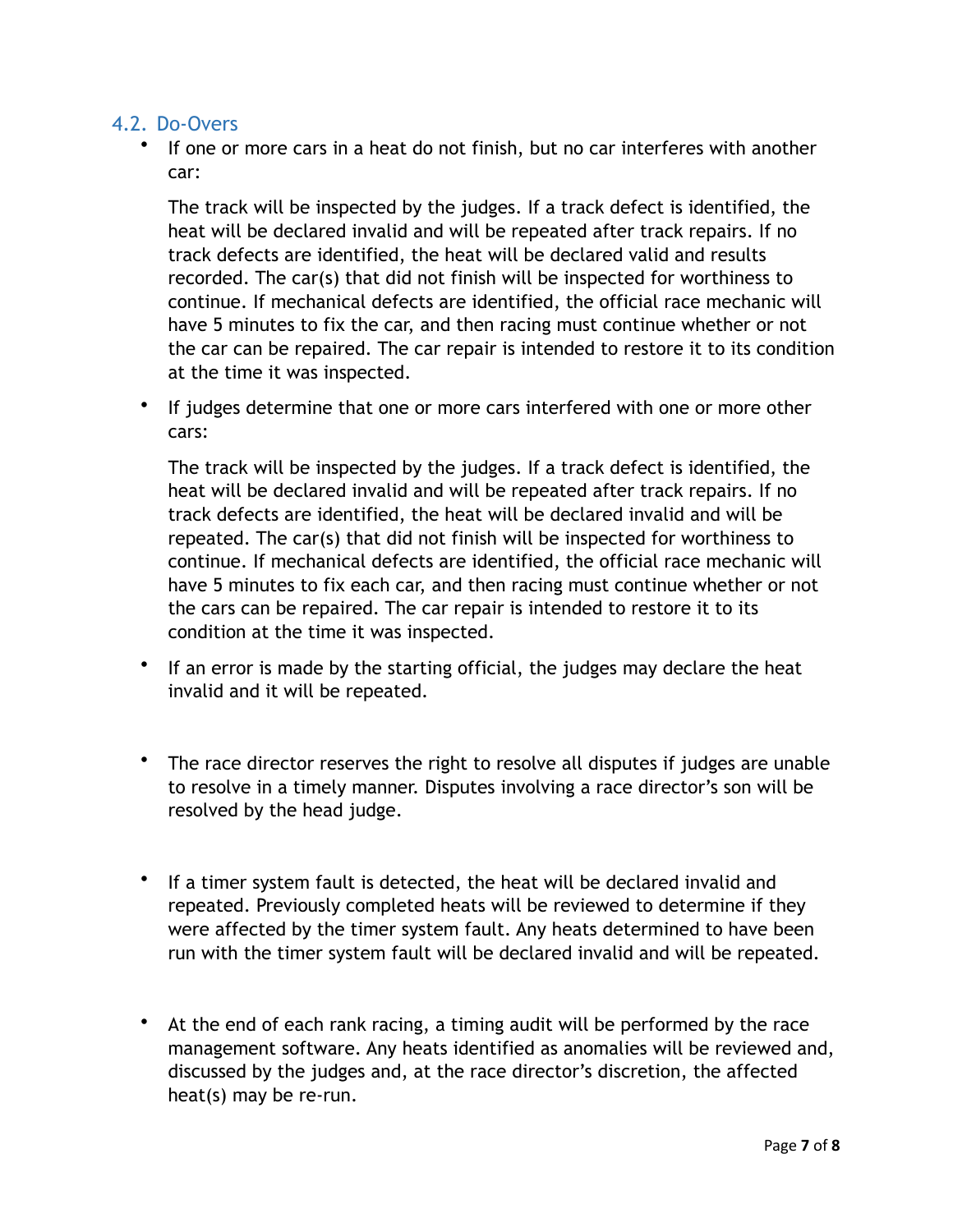## 4.2. Do-Overs

- If one or more cars in a heat do not finish, but no car interferes with another car:

  The track will be inspected by the judges. If a track defect is identified, the heat will be declared invalid and will be repeated after track repairs. If no track defects are identified, the heat will be declared valid and results recorded. The car(s) that did not finish will be inspected for worthiness to continue. If mechanical defects are identified, the official race mechanic will have 5 minutes to fix the car, and then racing must continue whether or not the car can be repaired. The car repair is intended to restore it to its condition at the time it was inspected.

- If judges determine that one or more cars interfered with one or more other cars:

  The track will be inspected by the judges. If a track defect is identified, the heat will be declared invalid and will be repeated after track repairs. If no track defects are identified, the heat will be declared invalid and will be repeated. The car(s) that did not finish will be inspected for worthiness to continue. If mechanical defects are identified, the official race mechanic will have 5 minutes to fix each car, and then racing must continue whether or not the cars can be repaired. The car repair is intended to restore it to its condition at the time it was inspected.

- If an error is made by the starting official, the judges may declare the heat invalid and it will be repeated.

- The race director reserves the right to resolve all disputes if judges are unable to resolve in a timely manner. Disputes involving a race director's son will be resolved by the head judge.

- If a timer system fault is detected, the heat will be declared invalid and repeated. Previously completed heats will be reviewed to determine if they were affected by the timer system fault. Any heats determined to have been run with the timer system fault will be declared invalid and will be repeated.

- At the end of each rank racing, a timing audit will be performed by the race management software. Any heats identified as anomalies will be reviewed and, discussed by the judges and, at the race director's discretion, the affected heat(s) may be re-run.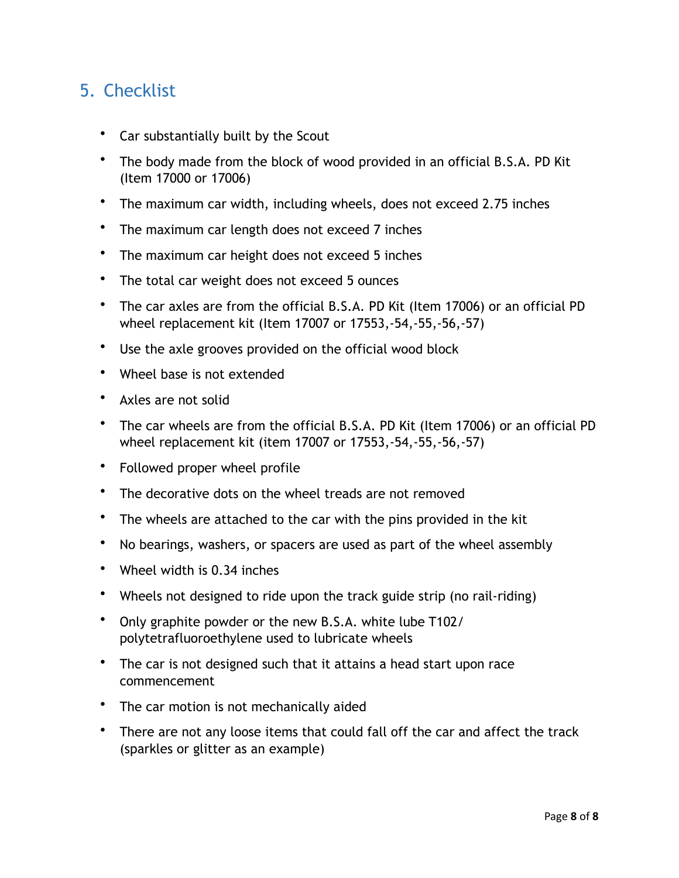## 5. Checklist

- Car substantially built by the Scout
- The body made from the block of wood provided in an official B.S.A. PD Kit (Item 17000 or 17006)
- The maximum car width, including wheels, does not exceed 2.75 inches
- The maximum car length does not exceed 7 inches
- The maximum car height does not exceed 5 inches
- The total car weight does not exceed 5 ounces
- The car axles are from the official B.S.A. PD Kit (Item 17006) or an official PD wheel replacement kit (Item 17007 or 17553,-54,-55,-56,-57)
- Use the axle grooves provided on the official wood block
- Wheel base is not extended
- Axles are not solid
- The car wheels are from the official B.S.A. PD Kit (Item 17006) or an official PD wheel replacement kit (item 17007 or 17553,-54,-55,-56,-57)
- Followed proper wheel profile
- The decorative dots on the wheel treads are not removed
- The wheels are attached to the car with the pins provided in the kit
- No bearings, washers, or spacers are used as part of the wheel assembly
- Wheel width is 0.34 inches
- Wheels not designed to ride upon the track guide strip (no rail-riding)
- Only graphite powder or the new B.S.A. white lube T102/ polytetrafluoroethylene used to lubricate wheels
- The car is not designed such that it attains a head start upon race commencement
- The car motion is not mechanically aided
- There are not any loose items that could fall off the car and affect the track (sparkles or glitter as an example)